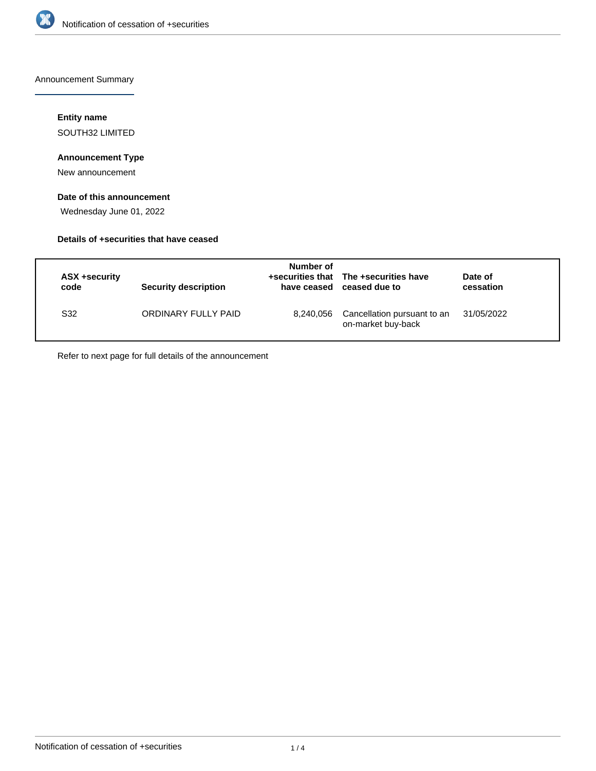Announcement Summary

**Entity name**

SOUTH32 LIMITED

**Announcement Type**

New announcement

**Date of this announcement**

Wednesday June 01, 2022

**Details of +securities that have ceased**

| ASX +security code | Security description | Number of +securities that have ceased | The +securities have ceased due to | Date of cessation |
|---|---|---|---|---|
| S32 | ORDINARY FULLY PAID | 8,240,056 | Cancellation pursuant to an on-market buy-back | 31/05/2022 |

Refer to next page for full details of the announcement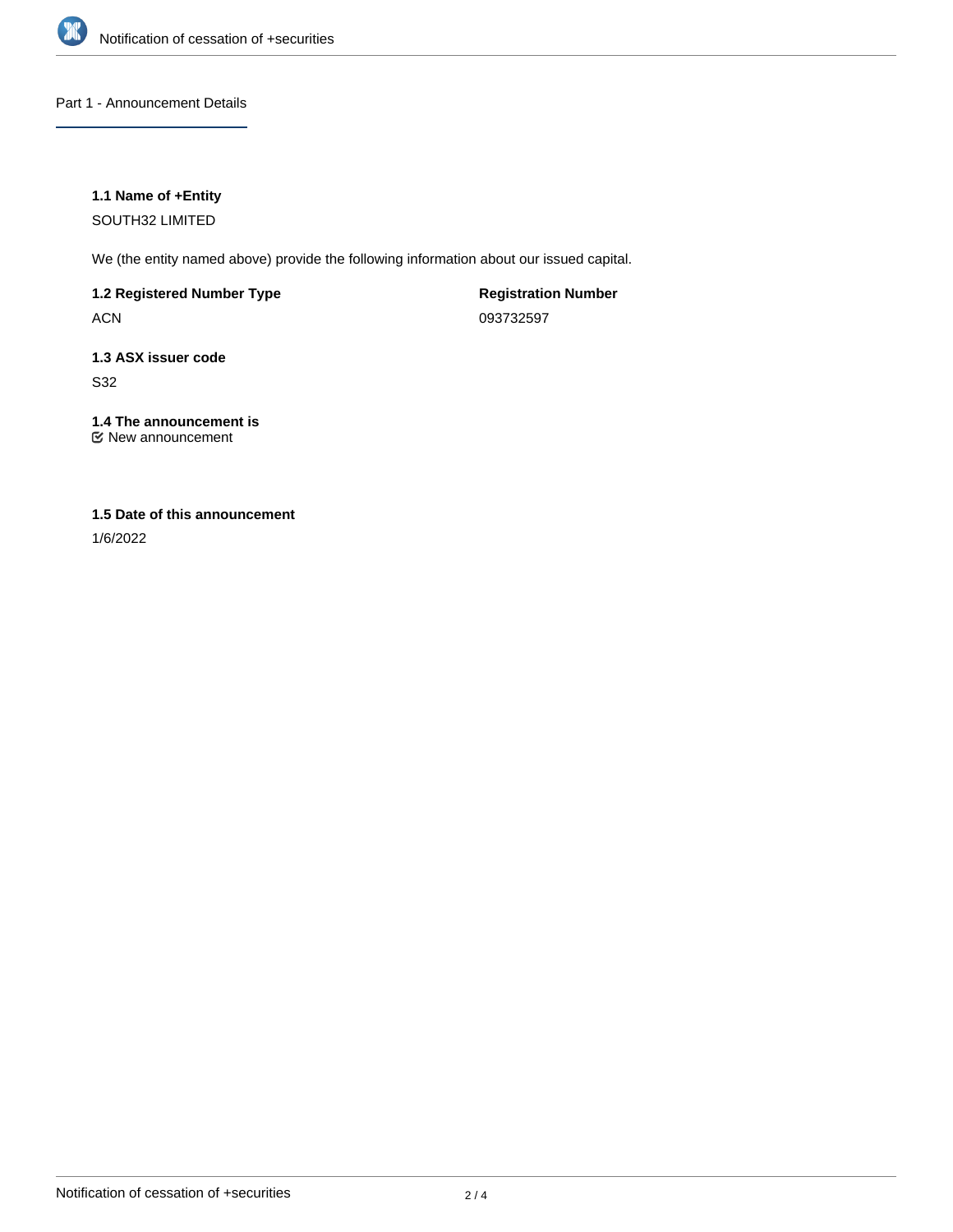## Part 1 - Announcement Details

**1.1 Name of +Entity**

SOUTH32 LIMITED

We (the entity named above) provide the following information about our issued capital.

**1.2 Registered Number Type**

ACN

**Registration Number**

093732597

**1.3 ASX issuer code**

S32

**1.4 The announcement is**

☑ New announcement

**1.5 Date of this announcement**

1/6/2022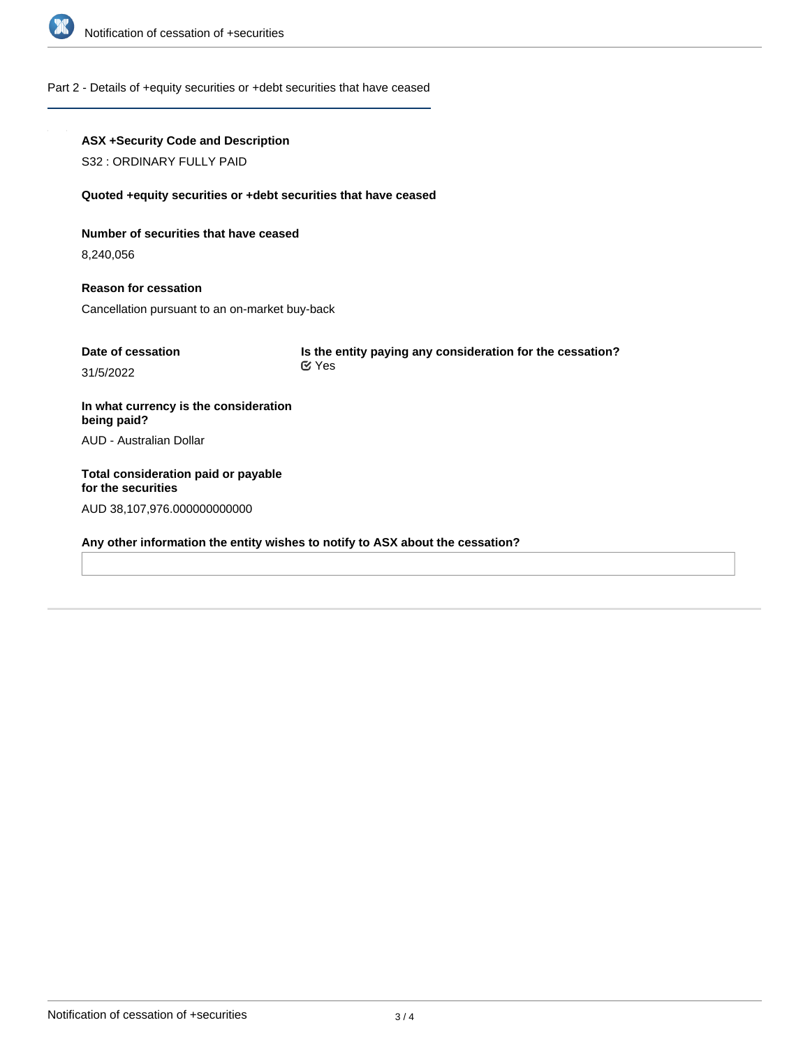## Part 2 - Details of +equity securities or +debt securities that have ceased

**ASX +Security Code and Description**

S32 : ORDINARY FULLY PAID

**Quoted +equity securities or +debt securities that have ceased**

**Number of securities that have ceased**

8,240,056

**Reason for cessation**

Cancellation pursuant to an on-market buy-back

**Date of cessation**

31/5/2022

**Is the entity paying any consideration for the cessation?**

Yes

**In what currency is the consideration being paid?**

AUD - Australian Dollar

**Total consideration paid or payable for the securities**

AUD 38,107,976.000000000000

**Any other information the entity wishes to notify to ASX about the cessation?**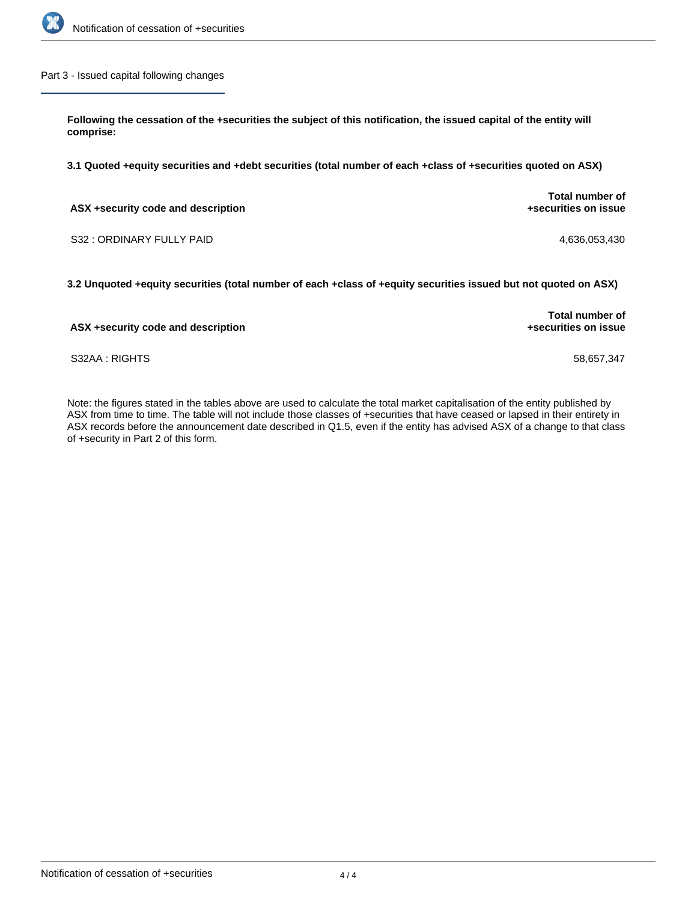## Part 3 - Issued capital following changes

**Following the cessation of the +securities the subject of this notification, the issued capital of the entity will comprise:**

**3.1 Quoted +equity securities and +debt securities (total number of each +class of +securities quoted on ASX)**

| ASX +security code and description | Total number of +securities on issue |
| --- | --- |
| S32 : ORDINARY FULLY PAID | 4,636,053,430 |

**3.2 Unquoted +equity securities (total number of each +class of +equity securities issued but not quoted on ASX)**

| ASX +security code and description | Total number of +securities on issue |
| --- | --- |
| S32AA : RIGHTS | 58,657,347 |

Note: the figures stated in the tables above are used to calculate the total market capitalisation of the entity published by ASX from time to time. The table will not include those classes of +securities that have ceased or lapsed in their entirety in ASX records before the announcement date described in Q1.5, even if the entity has advised ASX of a change to that class of +security in Part 2 of this form.